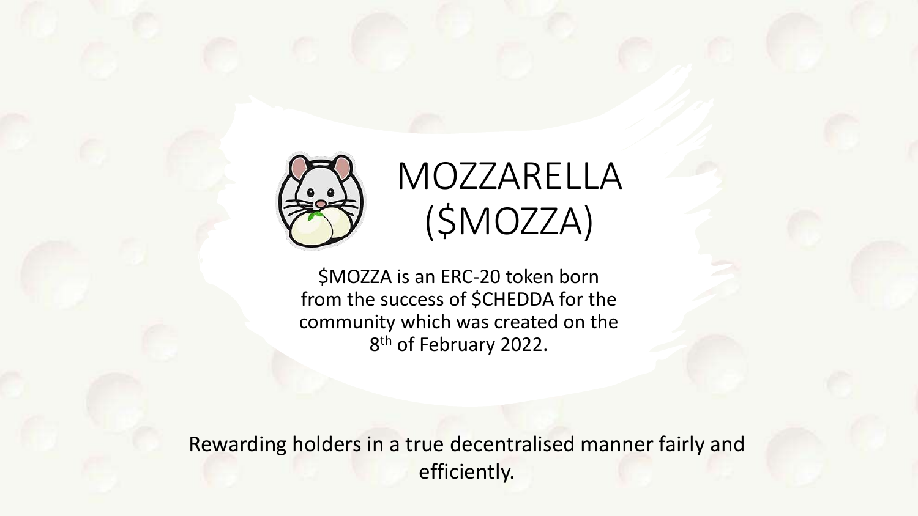# MOZZARELLA ($MOZZA)

$MOZZA is an ERC-20 token born from the success of $CHEDDA for the community which was created on the 8th of February 2022.

Rewarding holders in a true decentralised manner fairly and efficiently.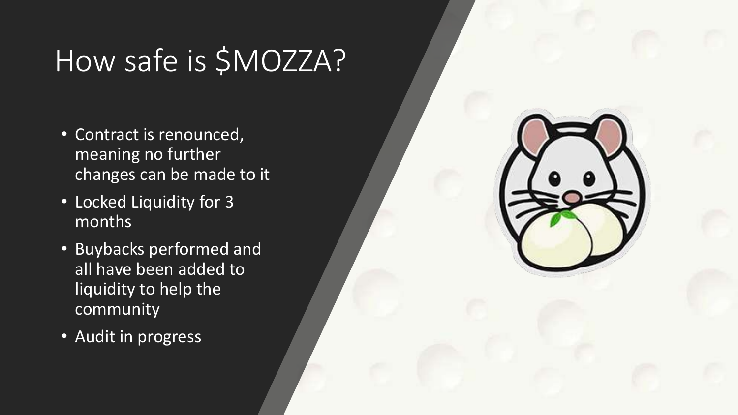# How safe is $MOZZA?

- Contract is renounced, meaning no further changes can be made to it
- Locked Liquidity for 3 months
- Buybacks performed and all have been added to liquidity to help the community
- Audit in progress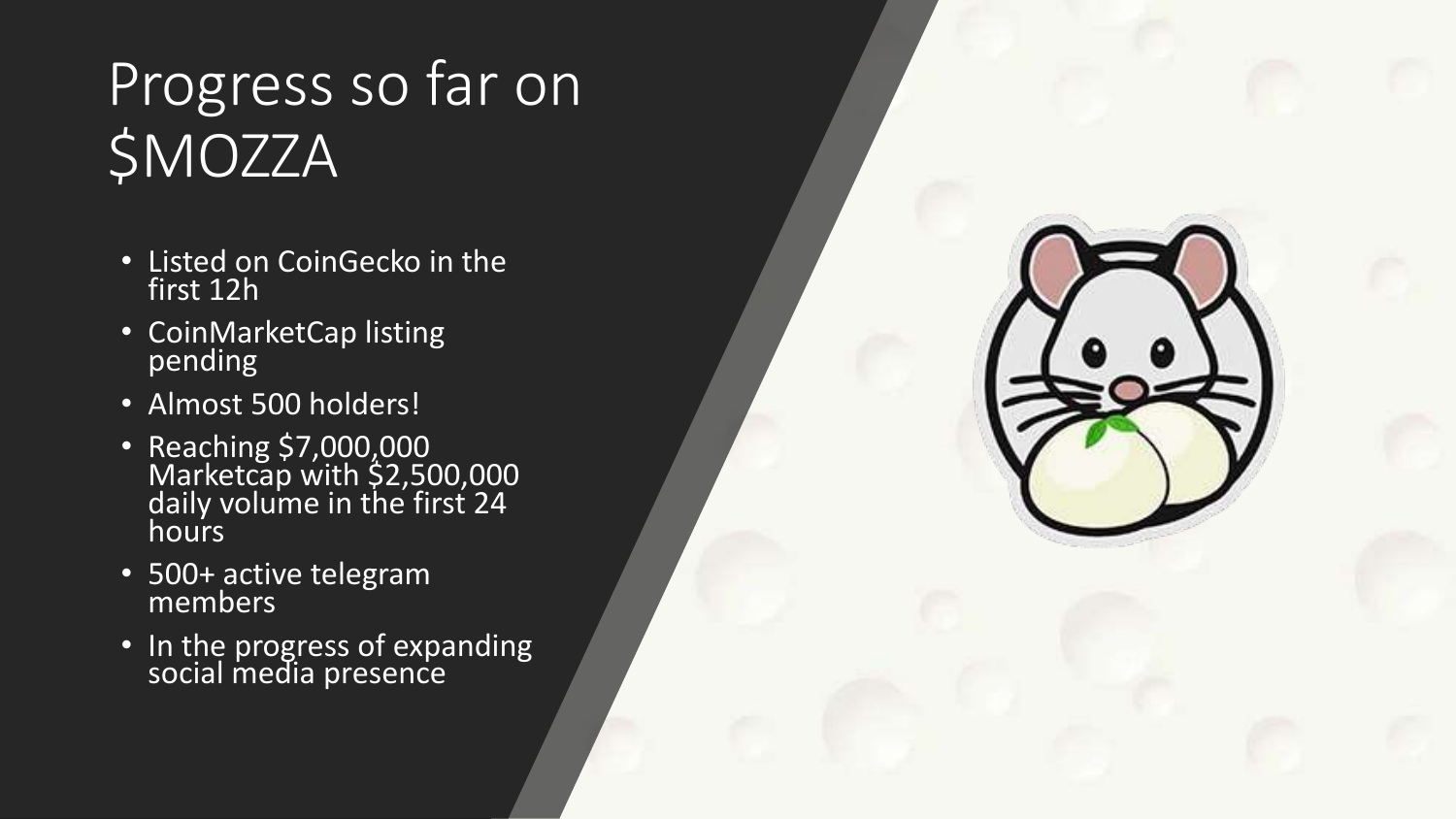# Progress so far on $MOZZA

- Listed on CoinGecko in the first 12h
- CoinMarketCap listing pending
- Almost 500 holders!
- Reaching $7,000,000 Marketcap with $2,500,000 daily volume in the first 24 hours
- 500+ active telegram members
- In the progress of expanding social media presence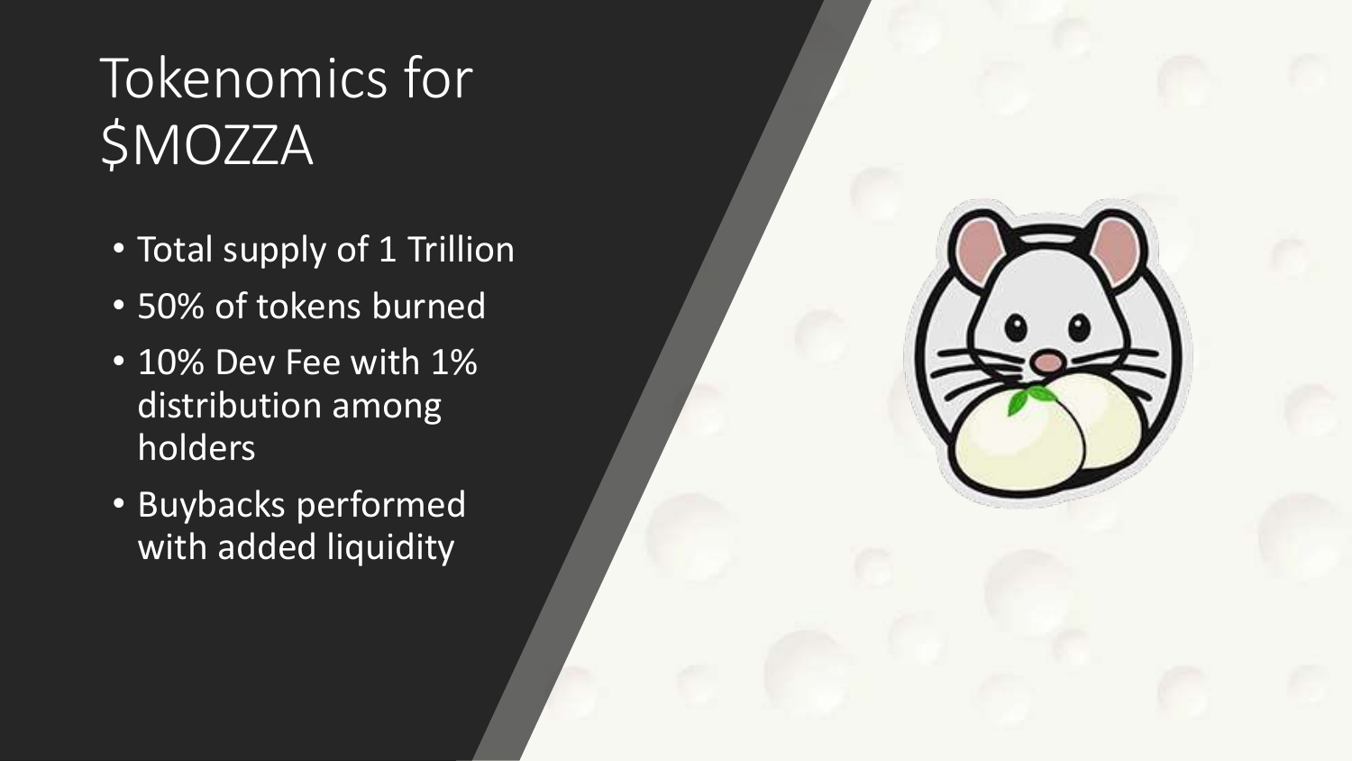# Tokenomics for $MOZZA

- Total supply of 1 Trillion
- 50% of tokens burned
- 10% Dev Fee with 1% distribution among holders
- Buybacks performed with added liquidity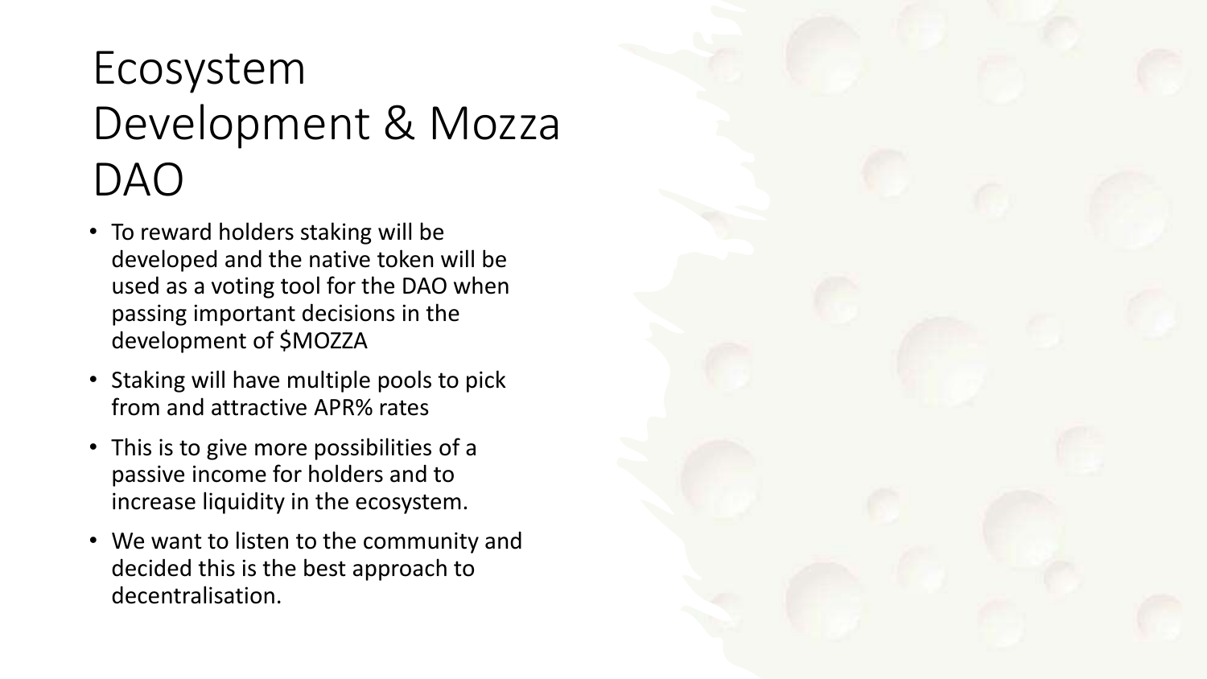# Ecosystem Development & Mozza DAO

- To reward holders staking will be developed and the native token will be used as a voting tool for the DAO when passing important decisions in the development of $MOZZA
- Staking will have multiple pools to pick from and attractive APR% rates
- This is to give more possibilities of a passive income for holders and to increase liquidity in the ecosystem.
- We want to listen to the community and decided this is the best approach to decentralisation.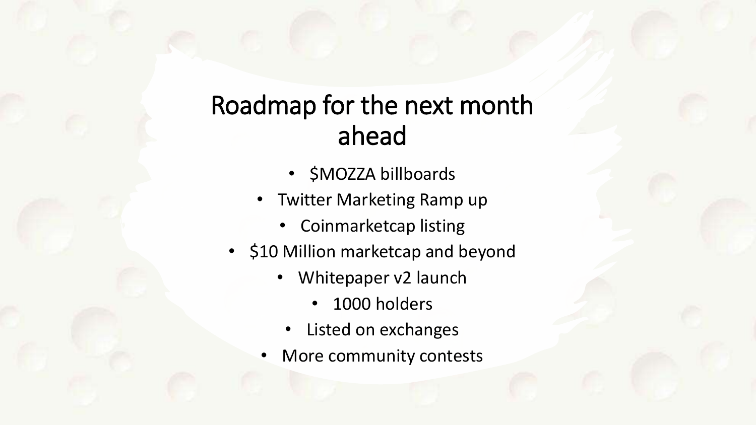# Roadmap for the next month ahead

- $MOZZA billboards
- Twitter Marketing Ramp up
- Coinmarketcap listing
- $10 Million marketcap and beyond
- Whitepaper v2 launch
- 1000 holders
- Listed on exchanges
- More community contests